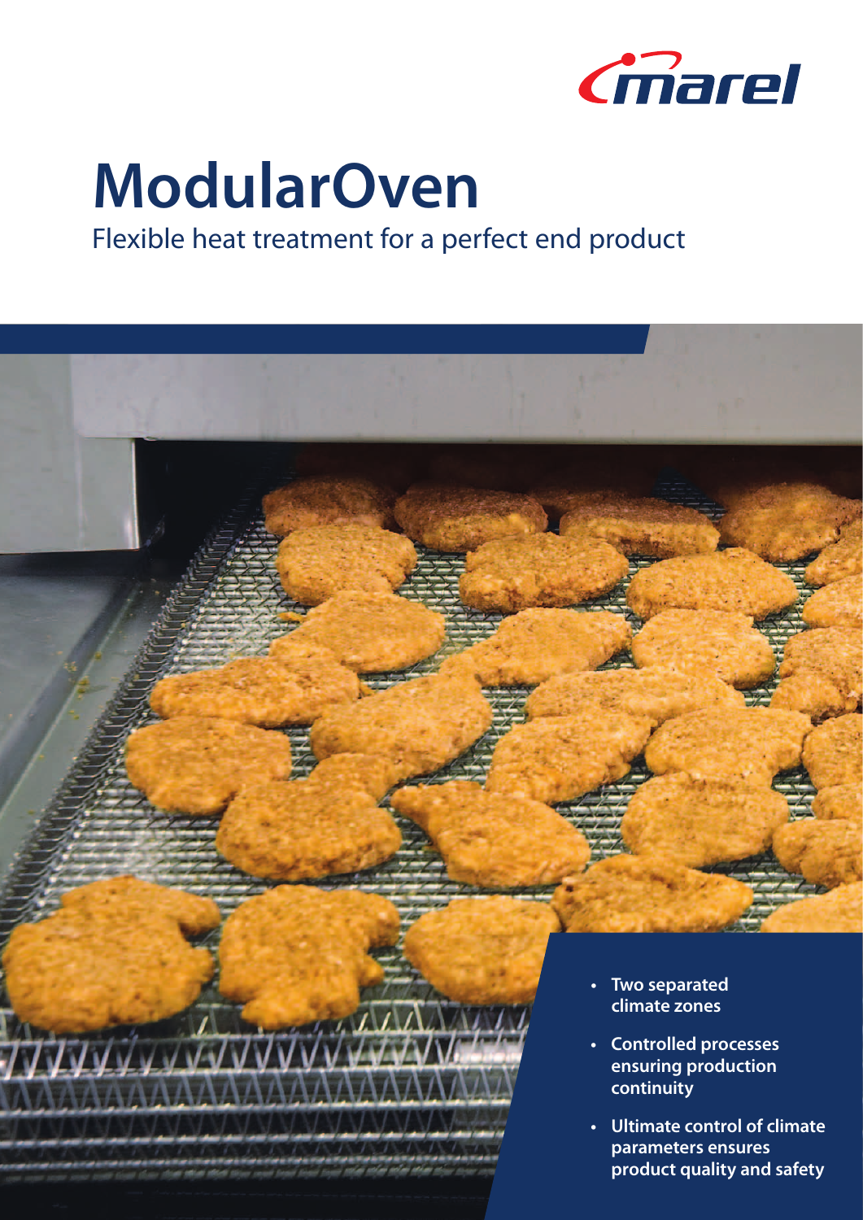# ModularOven

Flexible heat treatment for a perfect end product

- **Two separated climate zones**
- **Controlled processes ensuring production continuity**
- **Ultimate control of climate parameters ensures product quality and safety**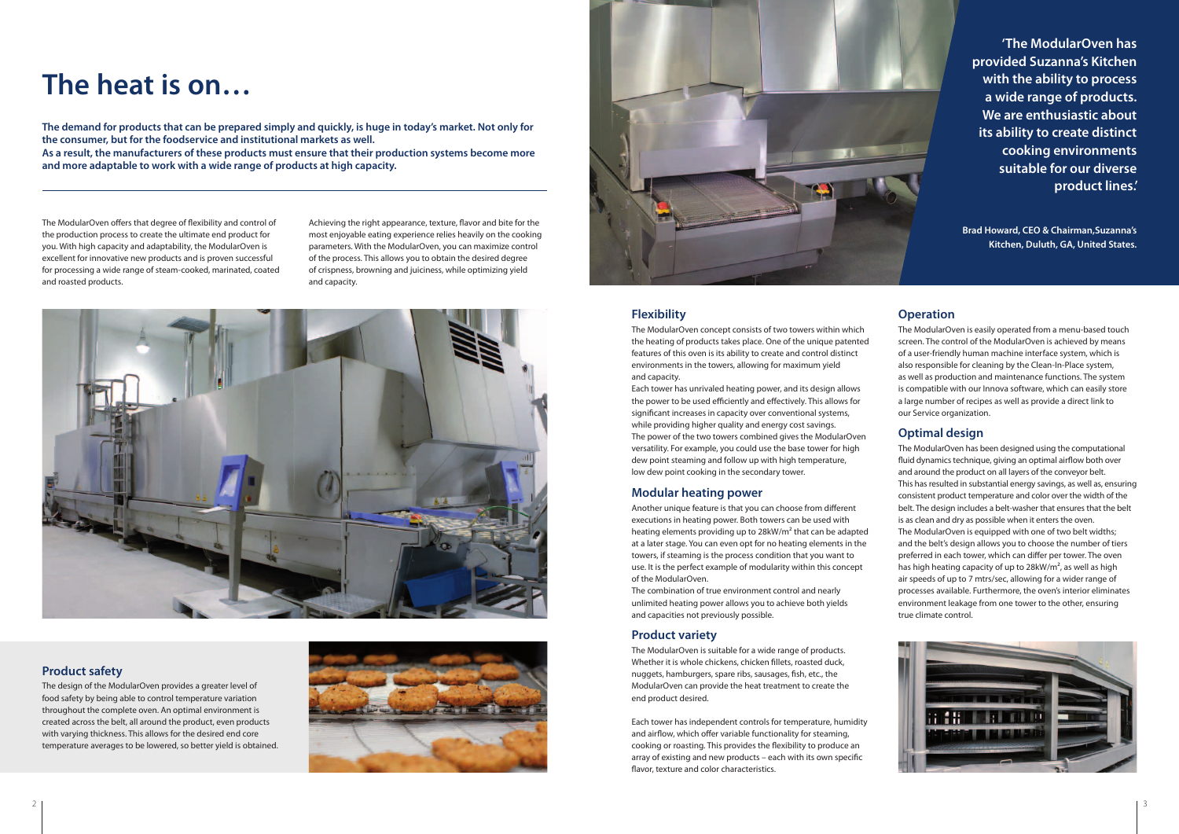# The heat is on…

**The demand for products that can be prepared simply and quickly, is huge in today's market. Not only for the consumer, but for the foodservice and institutional markets as well.**
**As a result, the manufacturers of these products must ensure that their production systems become more and more adaptable to work with a wide range of products at high capacity.**

The ModularOven offers that degree of flexibility and control of the production process to create the ultimate end product for you. With high capacity and adaptability, the ModularOven is excellent for innovative new products and is proven successful for processing a wide range of steam-cooked, marinated, coated and roasted products.

Achieving the right appearance, texture, flavor and bite for the most enjoyable eating experience relies heavily on the cooking parameters. With the ModularOven, you can maximize control of the process. This allows you to obtain the desired degree of crispness, browning and juiciness, while optimizing yield and capacity.

## Product safety

The design of the ModularOven provides a greater level of food safety by being able to control temperature variation throughout the complete oven. An optimal environment is created across the belt, all around the product, even products with varying thickness. This allows for the desired end core temperature averages to be lowered, so better yield is obtained.

**'The ModularOven has provided Suzanna's Kitchen with the ability to process a wide range of products. We are enthusiastic about its ability to create distinct cooking environments suitable for our diverse product lines.'**

**Brad Howard, CEO & Chairman,Suzanna's Kitchen, Duluth, GA, United States.**

## Flexibility

The ModularOven concept consists of two towers within which the heating of products takes place. One of the unique patented features of this oven is its ability to create and control distinct environments in the towers, allowing for maximum yield and capacity.

Each tower has unrivaled heating power, and its design allows the power to be used efficiently and effectively. This allows for significant increases in capacity over conventional systems, while providing higher quality and energy cost savings.

The power of the two towers combined gives the ModularOven versatility. For example, you could use the base tower for high dew point steaming and follow up with high temperature, low dew point cooking in the secondary tower.

## Modular heating power

Another unique feature is that you can choose from different executions in heating power. Both towers can be used with heating elements providing up to 28kW/m² that can be adapted at a later stage. You can even opt for no heating elements in the towers, if steaming is the process condition that you want to use. It is the perfect example of modularity within this concept of the ModularOven.

The combination of true environment control and nearly unlimited heating power allows you to achieve both yields and capacities not previously possible.

## Product variety

The ModularOven is suitable for a wide range of products. Whether it is whole chickens, chicken fillets, roasted duck, nuggets, hamburgers, spare ribs, sausages, fish, etc., the ModularOven can provide the heat treatment to create the end product desired.

Each tower has independent controls for temperature, humidity and airflow, which offer variable functionality for steaming, cooking or roasting. This provides the flexibility to produce an array of existing and new products – each with its own specific flavor, texture and color characteristics.

## Operation

The ModularOven is easily operated from a menu-based touch screen. The control of the ModularOven is achieved by means of a user-friendly human machine interface system, which is also responsible for cleaning by the Clean-In-Place system, as well as production and maintenance functions. The system is compatible with our Innova software, which can easily store a large number of recipes as well as provide a direct link to our Service organization.

## Optimal design

The ModularOven has been designed using the computational fluid dynamics technique, giving an optimal airflow both over and around the product on all layers of the conveyor belt. This has resulted in substantial energy savings, as well as, ensuring consistent product temperature and color over the width of the belt. The design includes a belt-washer that ensures that the belt is as clean and dry as possible when it enters the oven.

The ModularOven is equipped with one of two belt widths; and the belt's design allows you to choose the number of tiers preferred in each tower, which can differ per tower. The oven has high heating capacity of up to 28kW/m², as well as high air speeds of up to 7 mtrs/sec, allowing for a wider range of processes available. Furthermore, the oven's interior eliminates environment leakage from one tower to the other, ensuring true climate control.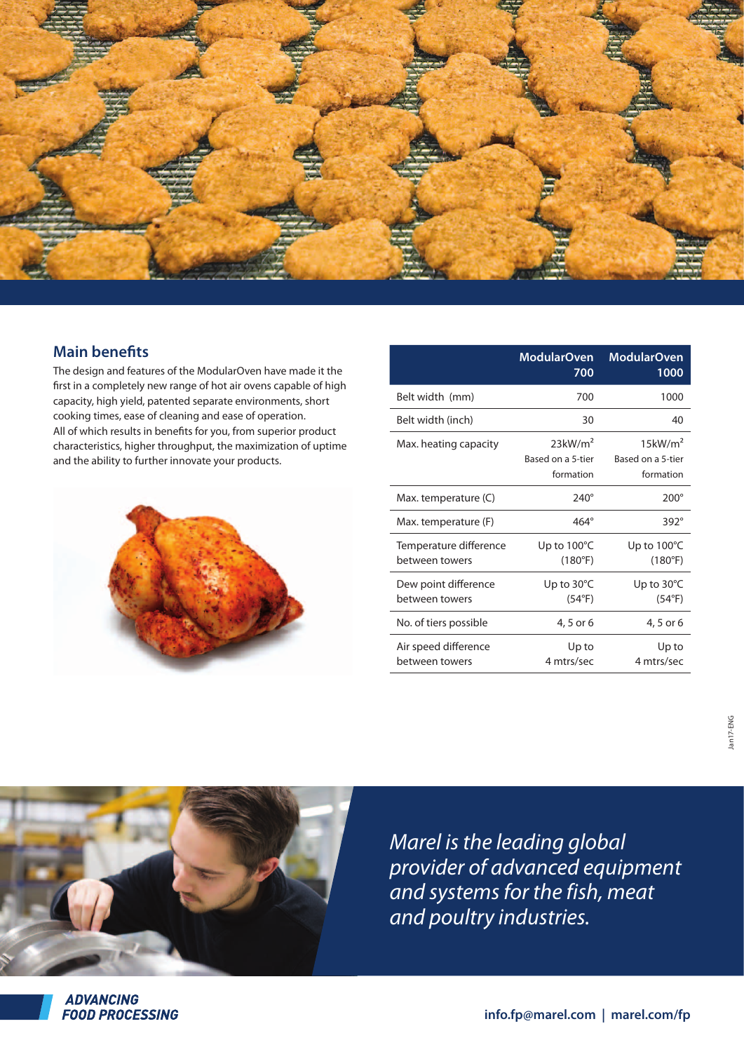## Main benefits

The design and features of the ModularOven have made it the first in a completely new range of hot air ovens capable of high capacity, high yield, patented separate environments, short cooking times, ease of cleaning and ease of operation. All of which results in benefits for you, from superior product characteristics, higher throughput, the maximization of uptime and the ability to further innovate your products.

| | ModularOven 700 | ModularOven 1000 |
|---|---|---|
| Belt width (mm) | 700 | 1000 |
| Belt width (inch) | 30 | 40 |
| Max. heating capacity | 23kW/m² Based on a 5-tier formation | 15kW/m² Based on a 5-tier formation |
| Max. temperature (C) | 240° | 200° |
| Max. temperature (F) | 464° | 392° |
| Temperature difference between towers | Up to 100°C (180°F) | Up to 100°C (180°F) |
| Dew point difference between towers | Up to 30°C (54°F) | Up to 30°C (54°F) |
| No. of tiers possible | 4, 5 or 6 | 4, 5 or 6 |
| Air speed difference between towers | Up to 4 mtrs/sec | Up to 4 mtrs/sec |

Jan17-ENG

*Marel is the leading global provider of advanced equipment and systems for the fish, meat and poultry industries.*

**ADVANCING FOOD PROCESSING**

**info.fp@marel.com | marel.com/fp**